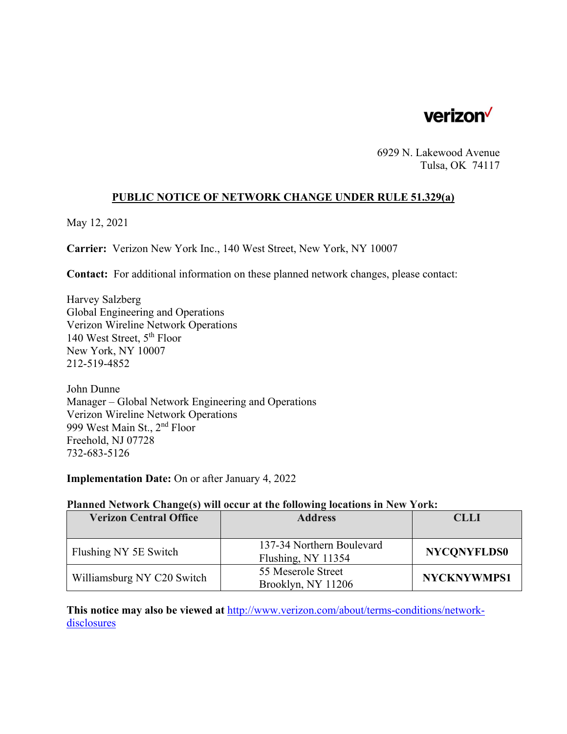verizon

6929 N. Lakewood Avenue
Tulsa, OK 74117

## PUBLIC NOTICE OF NETWORK CHANGE UNDER RULE 51.329(a)

May 12, 2021

**Carrier:** Verizon New York Inc., 140 West Street, New York, NY 10007

**Contact:** For additional information on these planned network changes, please contact:

Harvey Salzberg
Global Engineering and Operations
Verizon Wireline Network Operations
140 West Street, 5th Floor
New York, NY 10007
212-519-4852

John Dunne
Manager – Global Network Engineering and Operations
Verizon Wireline Network Operations
999 West Main St., 2nd Floor
Freehold, NJ 07728
732-683-5126

**Implementation Date:** On or after January 4, 2022

**Planned Network Change(s) will occur at the following locations in New York:**

| Verizon Central Office | Address | CLLI |
|---|---|---|
| Flushing NY 5E Switch | 137-34 Northern Boulevard Flushing, NY 11354 | **NYCQNYFLDS0** |
| Williamsburg NY C20 Switch | 55 Meserole Street Brooklyn, NY 11206 | **NYCKNYWMPS1** |

**This notice may also be viewed at** http://www.verizon.com/about/terms-conditions/network-disclosures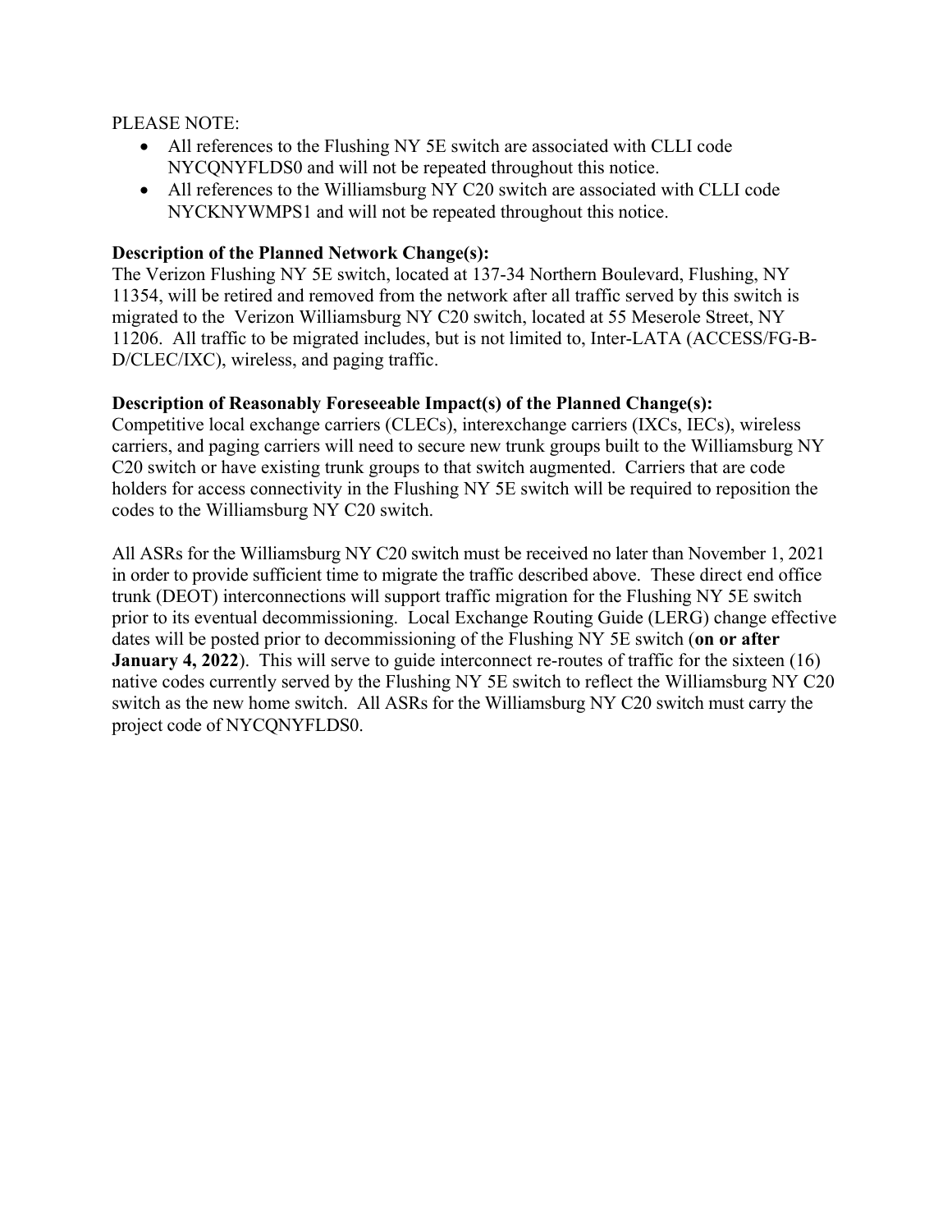PLEASE NOTE:

- All references to the Flushing NY 5E switch are associated with CLLI code NYCQNYFLDS0 and will not be repeated throughout this notice.
- All references to the Williamsburg NY C20 switch are associated with CLLI code NYCKNYWMPS1 and will not be repeated throughout this notice.

**Description of the Planned Network Change(s):**
The Verizon Flushing NY 5E switch, located at 137-34 Northern Boulevard, Flushing, NY 11354, will be retired and removed from the network after all traffic served by this switch is migrated to the Verizon Williamsburg NY C20 switch, located at 55 Meserole Street, NY 11206. All traffic to be migrated includes, but is not limited to, Inter-LATA (ACCESS/FG-B-D/CLEC/IXC), wireless, and paging traffic.

**Description of Reasonably Foreseeable Impact(s) of the Planned Change(s):**
Competitive local exchange carriers (CLECs), interexchange carriers (IXCs, IECs), wireless carriers, and paging carriers will need to secure new trunk groups built to the Williamsburg NY C20 switch or have existing trunk groups to that switch augmented. Carriers that are code holders for access connectivity in the Flushing NY 5E switch will be required to reposition the codes to the Williamsburg NY C20 switch.

All ASRs for the Williamsburg NY C20 switch must be received no later than November 1, 2021 in order to provide sufficient time to migrate the traffic described above. These direct end office trunk (DEOT) interconnections will support traffic migration for the Flushing NY 5E switch prior to its eventual decommissioning. Local Exchange Routing Guide (LERG) change effective dates will be posted prior to decommissioning of the Flushing NY 5E switch (**on or after January 4, 2022**). This will serve to guide interconnect re-routes of traffic for the sixteen (16) native codes currently served by the Flushing NY 5E switch to reflect the Williamsburg NY C20 switch as the new home switch. All ASRs for the Williamsburg NY C20 switch must carry the project code of NYCQNYFLDS0.